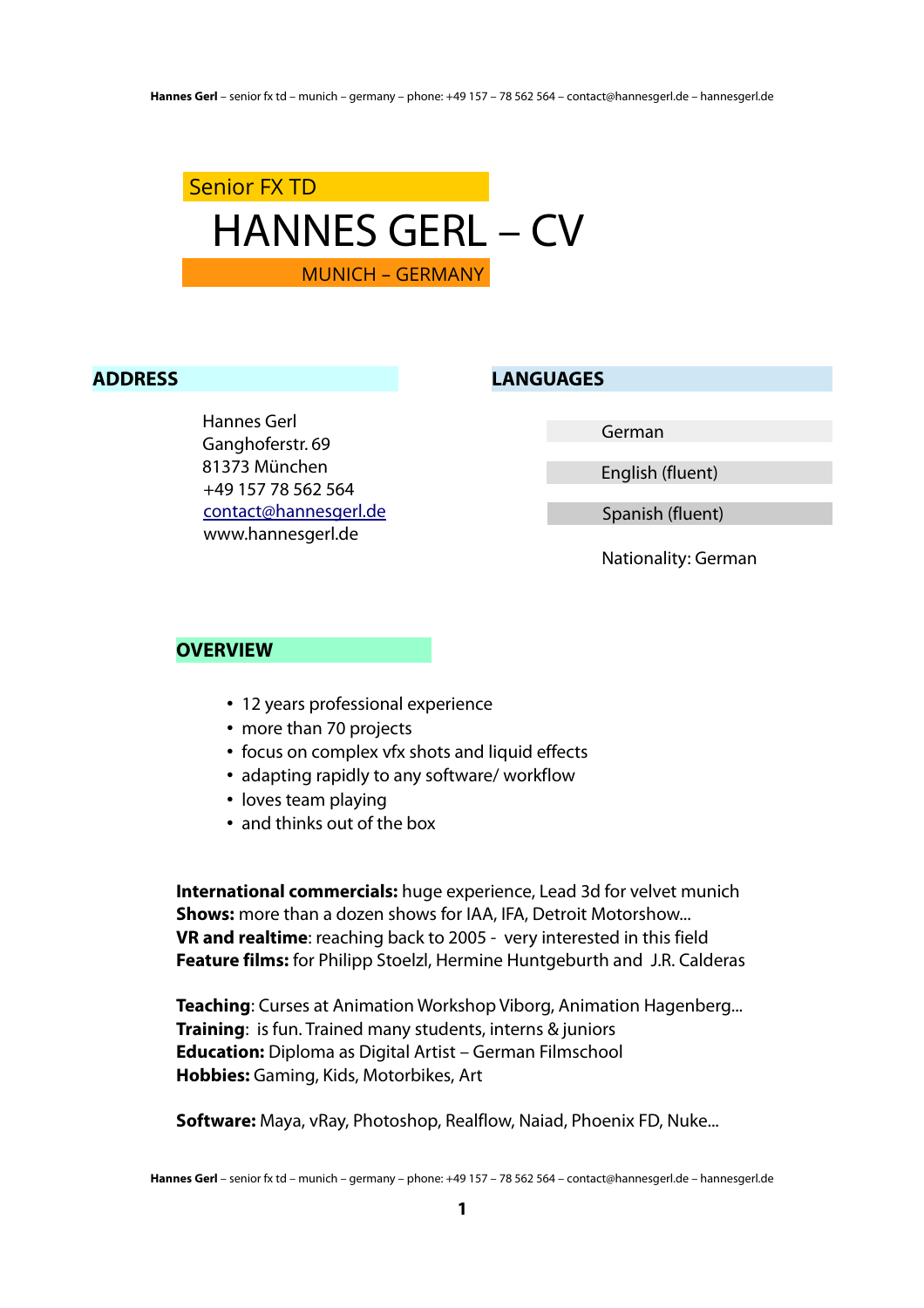Senior FX TD

# HANNES GERL – CV

MUNICH – GERMANY

## ADDRESS

Hannes Gerl
Ganghoferstr. 69
81373 München
+49 157 78 562 564
contact@hannesgerl.de
www.hannesgerl.de

## LANGUAGES

German

English (fluent)

Spanish (fluent)

Nationality: German

## OVERVIEW

- 12 years professional experience
- more than 70 projects
- focus on complex vfx shots and liquid effects
- adapting rapidly to any software/ workflow
- loves team playing
- and thinks out of the box

**International commercials:** huge experience, Lead 3d for velvet munich
**Shows:** more than a dozen shows for IAA, IFA, Detroit Motorshow...
**VR and realtime**: reaching back to 2005 - very interested in this field
**Feature films:** for Philipp Stoelzl, Hermine Huntgeburth and J.R. Calderas

**Teaching**: Curses at Animation Workshop Viborg, Animation Hagenberg...
**Training**: is fun. Trained many students, interns & juniors
**Education:** Diploma as Digital Artist – German Filmschool
**Hobbies:** Gaming, Kids, Motorbikes, Art

**Software:** Maya, vRay, Photoshop, Realflow, Naiad, Phoenix FD, Nuke...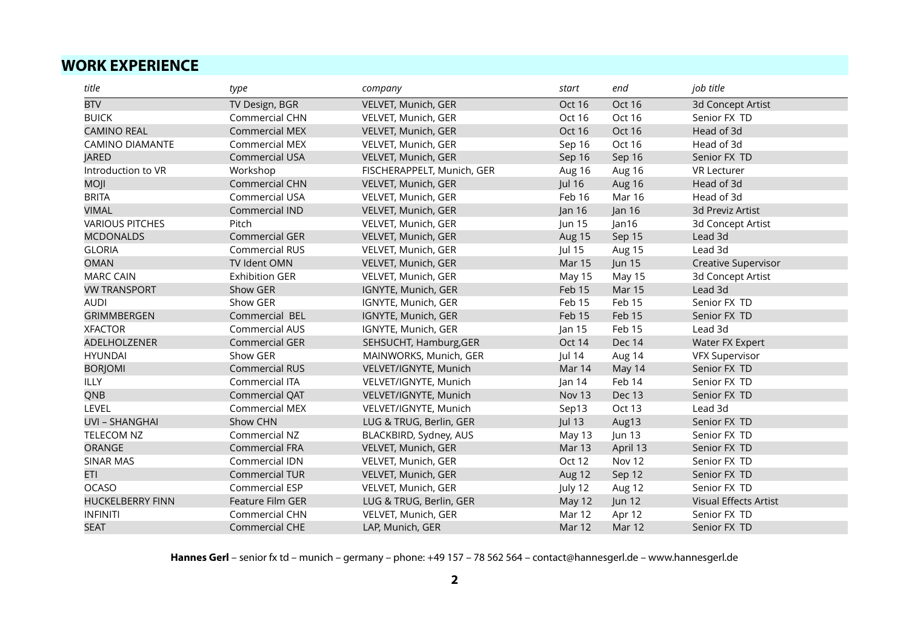## WORK EXPERIENCE

| *title* | *type* | *company* | *start* | *end* | *job title* |
|---|---|---|---|---|---|
| BTV | TV Design, BGR | VELVET, Munich, GER | Oct 16 | Oct 16 | 3d Concept Artist |
| BUICK | Commercial CHN | VELVET, Munich, GER | Oct 16 | Oct 16 | Senior FX TD |
| CAMINO REAL | Commercial MEX | VELVET, Munich, GER | Oct 16 | Oct 16 | Head of 3d |
| CAMINO DIAMANTE | Commercial MEX | VELVET, Munich, GER | Sep 16 | Oct 16 | Head of 3d |
| JARED | Commercial USA | VELVET, Munich, GER | Sep 16 | Sep 16 | Senior FX TD |
| Introduction to VR | Workshop | FISCHERAPPELT, Munich, GER | Aug 16 | Aug 16 | VR Lecturer |
| MOJI | Commercial CHN | VELVET, Munich, GER | Jul 16 | Aug 16 | Head of 3d |
| BRITA | Commercial USA | VELVET, Munich, GER | Feb 16 | Mar 16 | Head of 3d |
| VIMAL | Commercial IND | VELVET, Munich, GER | Jan 16 | Jan 16 | 3d Previz Artist |
| VARIOUS PITCHES | Pitch | VELVET, Munich, GER | Jun 15 | Jan16 | 3d Concept Artist |
| MCDONALDS | Commercial GER | VELVET, Munich, GER | Aug 15 | Sep 15 | Lead 3d |
| GLORIA | Commercial RUS | VELVET, Munich, GER | Jul 15 | Aug 15 | Lead 3d |
| OMAN | TV Ident OMN | VELVET, Munich, GER | Mar 15 | Jun 15 | Creative Supervisor |
| MARC CAIN | Exhibition GER | VELVET, Munich, GER | May 15 | May 15 | 3d Concept Artist |
| VW TRANSPORT | Show GER | IGNYTE, Munich, GER | Feb 15 | Mar 15 | Lead 3d |
| AUDI | Show GER | IGNYTE, Munich, GER | Feb 15 | Feb 15 | Senior FX TD |
| GRIMMBERGEN | Commercial BEL | IGNYTE, Munich, GER | Feb 15 | Feb 15 | Senior FX TD |
| XFACTOR | Commercial AUS | IGNYTE, Munich, GER | Jan 15 | Feb 15 | Lead 3d |
| ADELHOLZENER | Commercial GER | SEHSUCHT, Hamburg,GER | Oct 14 | Dec 14 | Water FX Expert |
| HYUNDAI | Show GER | MAINWORKS, Munich, GER | Jul 14 | Aug 14 | VFX Supervisor |
| BORJOMI | Commercial RUS | VELVET/IGNYTE, Munich | Mar 14 | May 14 | Senior FX TD |
| ILLY | Commercial ITA | VELVET/IGNYTE, Munich | Jan 14 | Feb 14 | Senior FX TD |
| QNB | Commercial QAT | VELVET/IGNYTE, Munich | Nov 13 | Dec 13 | Senior FX TD |
| LEVEL | Commercial MEX | VELVET/IGNYTE, Munich | Sep13 | Oct 13 | Lead 3d |
| UVI – SHANGHAI | Show CHN | LUG & TRUG, Berlin, GER | Jul 13 | Aug13 | Senior FX TD |
| TELECOM NZ | Commercial NZ | BLACKBIRD, Sydney, AUS | May 13 | Jun 13 | Senior FX TD |
| ORANGE | Commercial FRA | VELVET, Munich, GER | Mar 13 | April 13 | Senior FX TD |
| SINAR MAS | Commercial IDN | VELVET, Munich, GER | Oct 12 | Nov 12 | Senior FX TD |
| ETI | Commercial TUR | VELVET, Munich, GER | Aug 12 | Sep 12 | Senior FX TD |
| OCASO | Commercial ESP | VELVET, Munich, GER | July 12 | Aug 12 | Senior FX TD |
| HUCKELBERRY FINN | Feature Film GER | LUG & TRUG, Berlin, GER | May 12 | Jun 12 | Visual Effects Artist |
| INFINITI | Commercial CHN | VELVET, Munich, GER | Mar 12 | Apr 12 | Senior FX TD |
| SEAT | Commercial CHE | LAP, Munich, GER | Mar 12 | Mar 12 | Senior FX TD |

**Hannes Gerl** – senior fx td – munich – germany – phone: +49 157 – 78 562 564 – contact@hannesgerl.de – www.hannesgerl.de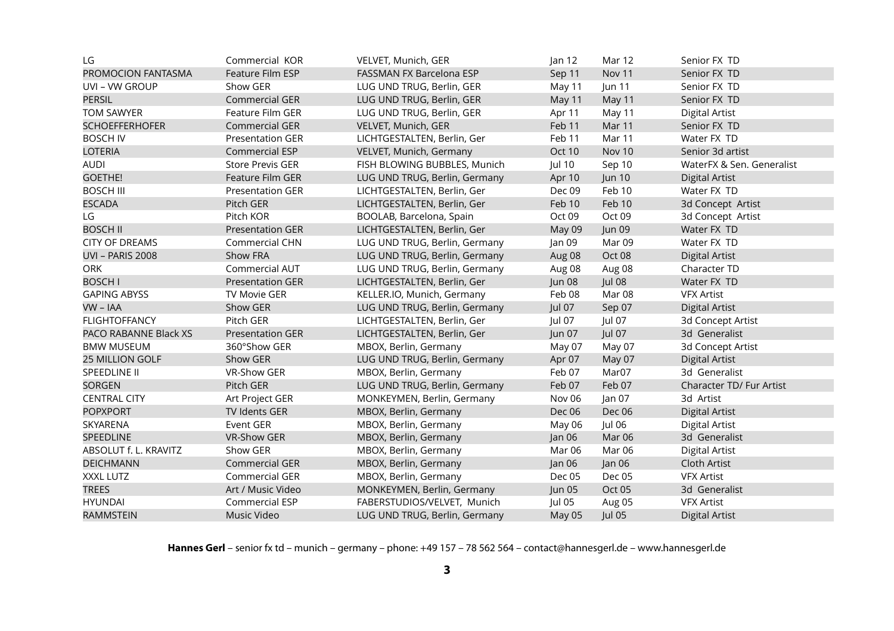| | | | | | |
|---|---|---|---|---|---|
| LG | Commercial KOR | VELVET, Munich, GER | Jan 12 | Mar 12 | Senior FX TD |
| PROMOCION FANTASMA | Feature Film ESP | FASSMAN FX Barcelona ESP | Sep 11 | Nov 11 | Senior FX TD |
| UVI – VW GROUP | Show GER | LUG UND TRUG, Berlin, GER | May 11 | Jun 11 | Senior FX TD |
| PERSIL | Commercial GER | LUG UND TRUG, Berlin, GER | May 11 | May 11 | Senior FX TD |
| TOM SAWYER | Feature Film GER | LUG UND TRUG, Berlin, GER | Apr 11 | May 11 | Digital Artist |
| SCHOEFFERHOFER | Commercial GER | VELVET, Munich, GER | Feb 11 | Mar 11 | Senior FX TD |
| BOSCH IV | Presentation GER | LICHTGESTALTEN, Berlin, Ger | Feb 11 | Mar 11 | Water FX TD |
| LOTERIA | Commercial ESP | VELVET, Munich, Germany | Oct 10 | Nov 10 | Senior 3d artist |
| AUDI | Store Previs GER | FISH BLOWING BUBBLES, Munich | Jul 10 | Sep 10 | WaterFX & Sen. Generalist |
| GOETHE! | Feature Film GER | LUG UND TRUG, Berlin, Germany | Apr 10 | Jun 10 | Digital Artist |
| BOSCH III | Presentation GER | LICHTGESTALTEN, Berlin, Ger | Dec 09 | Feb 10 | Water FX TD |
| ESCADA | Pitch GER | LICHTGESTALTEN, Berlin, Ger | Feb 10 | Feb 10 | 3d Concept Artist |
| LG | Pitch KOR | BOOLAB, Barcelona, Spain | Oct 09 | Oct 09 | 3d Concept Artist |
| BOSCH II | Presentation GER | LICHTGESTALTEN, Berlin, Ger | May 09 | Jun 09 | Water FX TD |
| CITY OF DREAMS | Commercial CHN | LUG UND TRUG, Berlin, Germany | Jan 09 | Mar 09 | Water FX TD |
| UVI – PARIS 2008 | Show FRA | LUG UND TRUG, Berlin, Germany | Aug 08 | Oct 08 | Digital Artist |
| ORK | Commercial AUT | LUG UND TRUG, Berlin, Germany | Aug 08 | Aug 08 | Character TD |
| BOSCH I | Presentation GER | LICHTGESTALTEN, Berlin, Ger | Jun 08 | Jul 08 | Water FX TD |
| GAPING ABYSS | TV Movie GER | KELLER.IO, Munich, Germany | Feb 08 | Mar 08 | VFX Artist |
| VW – IAA | Show GER | LUG UND TRUG, Berlin, Germany | Jul 07 | Sep 07 | Digital Artist |
| FLIGHTOFFANCY | Pitch GER | LICHTGESTALTEN, Berlin, Ger | Jul 07 | Jul 07 | 3d Concept Artist |
| PACO RABANNE Black XS | Presentation GER | LICHTGESTALTEN, Berlin, Ger | Jun 07 | Jul 07 | 3d Generalist |
| BMW MUSEUM | 360°Show GER | MBOX, Berlin, Germany | May 07 | May 07 | 3d Concept Artist |
| 25 MILLION GOLF | Show GER | LUG UND TRUG, Berlin, Germany | Apr 07 | May 07 | Digital Artist |
| SPEEDLINE II | VR-Show GER | MBOX, Berlin, Germany | Feb 07 | Mar07 | 3d Generalist |
| SORGEN | Pitch GER | LUG UND TRUG, Berlin, Germany | Feb 07 | Feb 07 | Character TD/ Fur Artist |
| CENTRAL CITY | Art Project GER | MONKEYMEN, Berlin, Germany | Nov 06 | Jan 07 | 3d Artist |
| POPXPORT | TV Idents GER | MBOX, Berlin, Germany | Dec 06 | Dec 06 | Digital Artist |
| SKYARENA | Event GER | MBOX, Berlin, Germany | May 06 | Jul 06 | Digital Artist |
| SPEEDLINE | VR-Show GER | MBOX, Berlin, Germany | Jan 06 | Mar 06 | 3d Generalist |
| ABSOLUT f. L. KRAVITZ | Show GER | MBOX, Berlin, Germany | Mar 06 | Mar 06 | Digital Artist |
| DEICHMANN | Commercial GER | MBOX, Berlin, Germany | Jan 06 | Jan 06 | Cloth Artist |
| XXXL LUTZ | Commercial GER | MBOX, Berlin, Germany | Dec 05 | Dec 05 | VFX Artist |
| TREES | Art / Music Video | MONKEYMEN, Berlin, Germany | Jun 05 | Oct 05 | 3d Generalist |
| HYUNDAI | Commercial ESP | FABERSTUDIOS/VELVET, Munich | Jul 05 | Aug 05 | VFX Artist |
| RAMMSTEIN | Music Video | LUG UND TRUG, Berlin, Germany | May 05 | Jul 05 | Digital Artist |

**Hannes Gerl** – senior fx td – munich – germany – phone: +49 157 – 78 562 564 – contact@hannesgerl.de – www.hannesgerl.de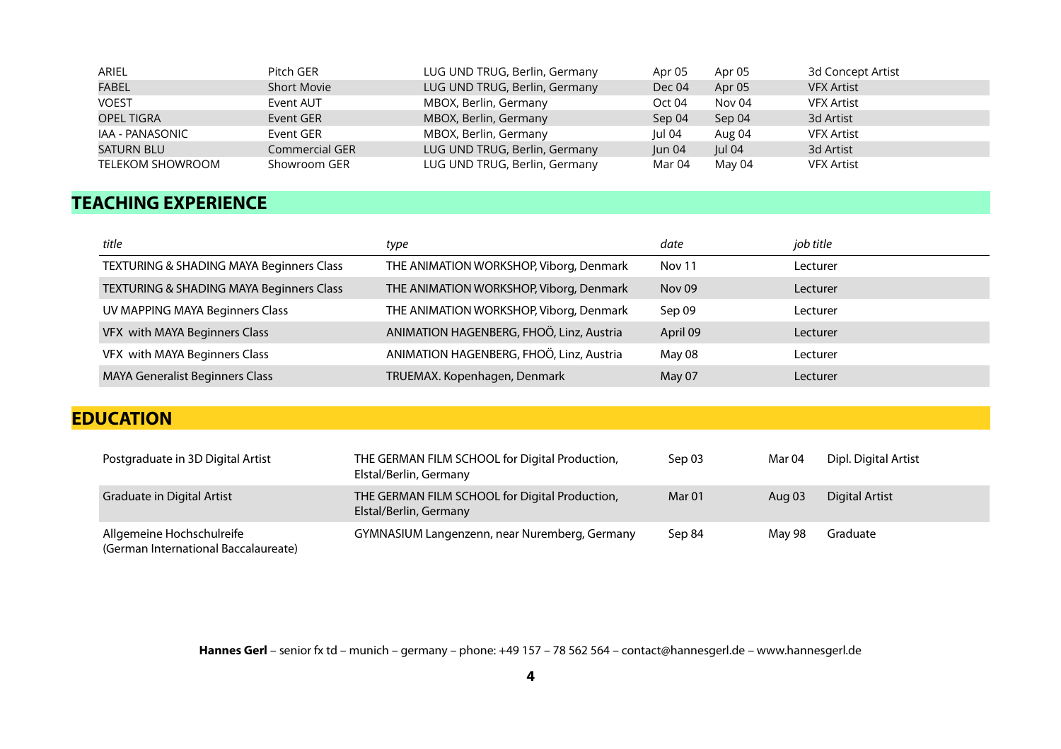| | | | | | |
|---|---|---|---|---|---|
| ARIEL | Pitch GER | LUG UND TRUG, Berlin, Germany | Apr 05 | Apr 05 | 3d Concept Artist |
| FABEL | Short Movie | LUG UND TRUG, Berlin, Germany | Dec 04 | Apr 05 | VFX Artist |
| VOEST | Event AUT | MBOX, Berlin, Germany | Oct 04 | Nov 04 | VFX Artist |
| OPEL TIGRA | Event GER | MBOX, Berlin, Germany | Sep 04 | Sep 04 | 3d Artist |
| IAA - PANASONIC | Event GER | MBOX, Berlin, Germany | Jul 04 | Aug 04 | VFX Artist |
| SATURN BLU | Commercial GER | LUG UND TRUG, Berlin, Germany | Jun 04 | Jul 04 | 3d Artist |
| TELEKOM SHOWROOM | Showroom GER | LUG UND TRUG, Berlin, Germany | Mar 04 | May 04 | VFX Artist |

## TEACHING EXPERIENCE

| *title* | *type* | *date* | *job title* |
|---|---|---|---|
| TEXTURING & SHADING MAYA Beginners Class | THE ANIMATION WORKSHOP, Viborg, Denmark | Nov 11 | Lecturer |
| TEXTURING & SHADING MAYA Beginners Class | THE ANIMATION WORKSHOP, Viborg, Denmark | Nov 09 | Lecturer |
| UV MAPPING MAYA Beginners Class | THE ANIMATION WORKSHOP, Viborg, Denmark | Sep 09 | Lecturer |
| VFX with MAYA Beginners Class | ANIMATION HAGENBERG, FHOÖ, Linz, Austria | April 09 | Lecturer |
| VFX with MAYA Beginners Class | ANIMATION HAGENBERG, FHOÖ, Linz, Austria | May 08 | Lecturer |
| MAYA Generalist Beginners Class | TRUEMAX. Kopenhagen, Denmark | May 07 | Lecturer |

## EDUCATION

| | | | | |
|---|---|---|---|---|
| Postgraduate in 3D Digital Artist | THE GERMAN FILM SCHOOL for Digital Production, Elstal/Berlin, Germany | Sep 03 | Mar 04 | Dipl. Digital Artist |
| Graduate in Digital Artist | THE GERMAN FILM SCHOOL for Digital Production, Elstal/Berlin, Germany | Mar 01 | Aug 03 | Digital Artist |
| Allgemeine Hochschulreife (German International Baccalaureate) | GYMNASIUM Langenzenn, near Nuremberg, Germany | Sep 84 | May 98 | Graduate |

**Hannes Gerl** – senior fx td – munich – germany – phone: +49 157 – 78 562 564 – contact@hannesgerl.de – www.hannesgerl.de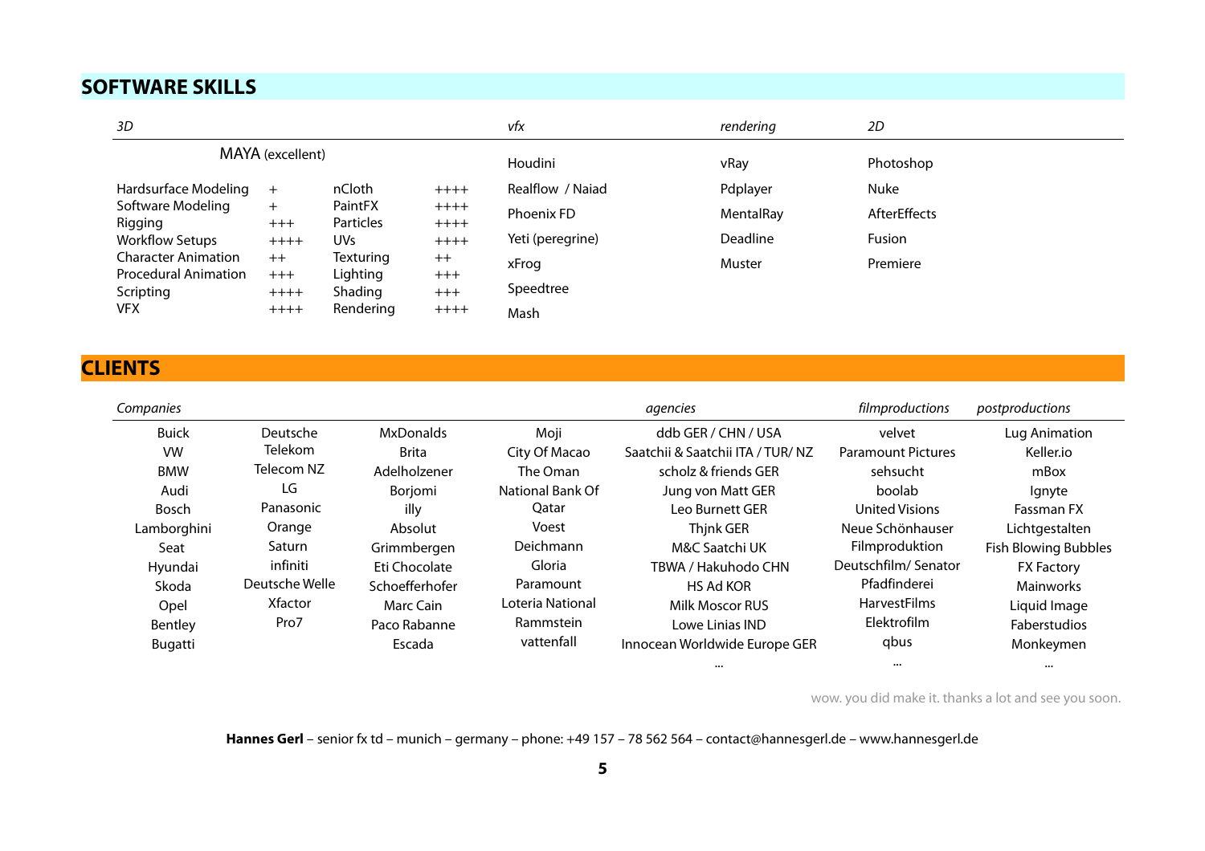## SOFTWARE SKILLS

| *3D* | | | | *vfx* | *rendering* | *2D* |
|---|---|---|---|---|---|---|
| MAYA (excellent) | | | | Houdini | vRay | Photoshop |
| Hardsurface Modeling | + | nCloth | ++++ | Realflow / Naiad | Pdplayer | Nuke |
| Software Modeling | + | PaintFX | ++++ | Phoenix FD | MentalRay | AfterEffects |
| Rigging | +++ | Particles | ++++ | Yeti (peregrine) | Deadline | Fusion |
| Workflow Setups | ++++ | UVs | ++++ | xFrog | Muster | Premiere |
| Character Animation | ++ | Texturing | ++ | Speedtree | | |
| Procedural Animation | +++ | Lighting | +++ | Mash | | |
| Scripting | ++++ | Shading | +++ | | | |
| VFX | ++++ | Rendering | ++++ | | | |

## CLIENTS

| *Companies* | | | | *agencies* | *filmproductions* | *postproductions* |
|---|---|---|---|---|---|---|
| Buick | Deutsche Telekom | MxDonalds | Moji | ddb GER / CHN / USA | velvet | Lug Animation |
| VW | Telecom NZ | Brita | City Of Macao | Saatchii & Saatchii ITA / TUR/ NZ | Paramount Pictures | Keller.io |
| BMW | LG | Adelholzener | The Oman | scholz & friends GER | sehsucht | mBox |
| Audi | Panasonic | Borjomi | National Bank Of Qatar | Jung von Matt GER | boolab | Ignyte |
| Bosch | Orange | illy | Voest | Leo Burnett GER | United Visions | Fassman FX |
| Lamborghini | Saturn | Absolut | Deichmann | Thjnk GER | Neue Schönhauser | Lichtgestalten |
| Seat | infiniti | Grimmbergen | Gloria | M&C Saatchi UK | Filmproduktion | Fish Blowing Bubbles |
| Hyundai | Deutsche Welle | Eti Chocolate | Paramount | TBWA / Hakuhodo CHN | Deutschfilm/ Senator | FX Factory |
| Skoda | Xfactor | Schoefferhofer | Loteria National | HS Ad KOR | Pfadfinderei | Mainworks |
| Opel | Pro7 | Marc Cain | Rammstein | Milk Moscor RUS | HarvestFilms | Liquid Image |
| Bentley | | Paco Rabanne | vattenfall | Lowe Linias IND | Elektrofilm | Faberstudios |
| Bugatti | | Escada | | Innocean Worldwide Europe GER | qbus | Monkeymen |
| | | | | ... | ... | ... |

wow. you did make it. thanks a lot and see you soon.

**Hannes Gerl** – senior fx td – munich – germany – phone: +49 157 – 78 562 564 – contact@hannesgerl.de – www.hannesgerl.de